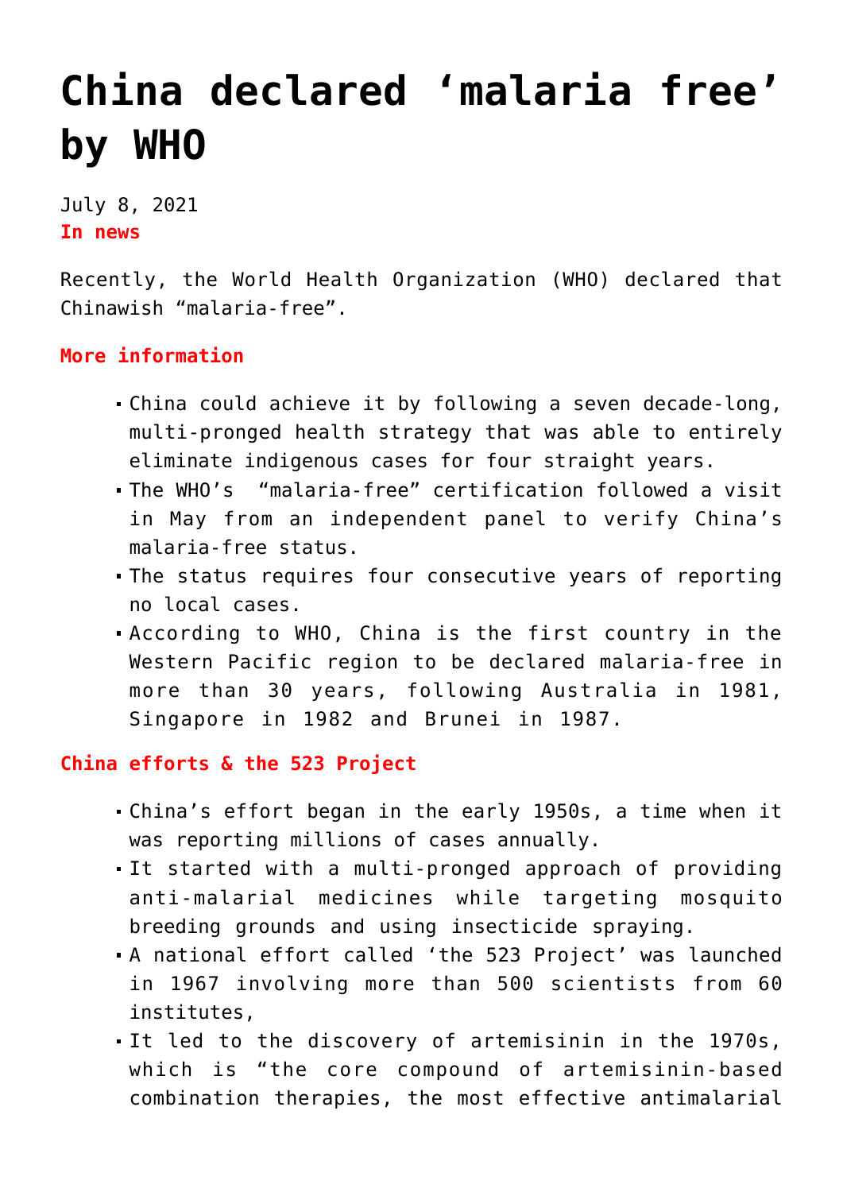# China declared 'malaria free' by WHO

July 8, 2021

**In news**

Recently, the World Health Organization (WHO) declared that Chinawish "malaria-free".

**More information**

- China could achieve it by following a seven decade-long, multi-pronged health strategy that was able to entirely eliminate indigenous cases for four straight years.
- The WHO's "malaria-free" certification followed a visit in May from an independent panel to verify China's malaria-free status.
- The status requires four consecutive years of reporting no local cases.
- According to WHO, China is the first country in the Western Pacific region to be declared malaria-free in more than 30 years, following Australia in 1981, Singapore in 1982 and Brunei in 1987.

**China efforts & the 523 Project**

- China's effort began in the early 1950s, a time when it was reporting millions of cases annually.
- It started with a multi-pronged approach of providing anti-malarial medicines while targeting mosquito breeding grounds and using insecticide spraying.
- A national effort called 'the 523 Project' was launched in 1967 involving more than 500 scientists from 60 institutes,
- It led to the discovery of artemisinin in the 1970s, which is "the core compound of artemisinin-based combination therapies, the most effective antimalarial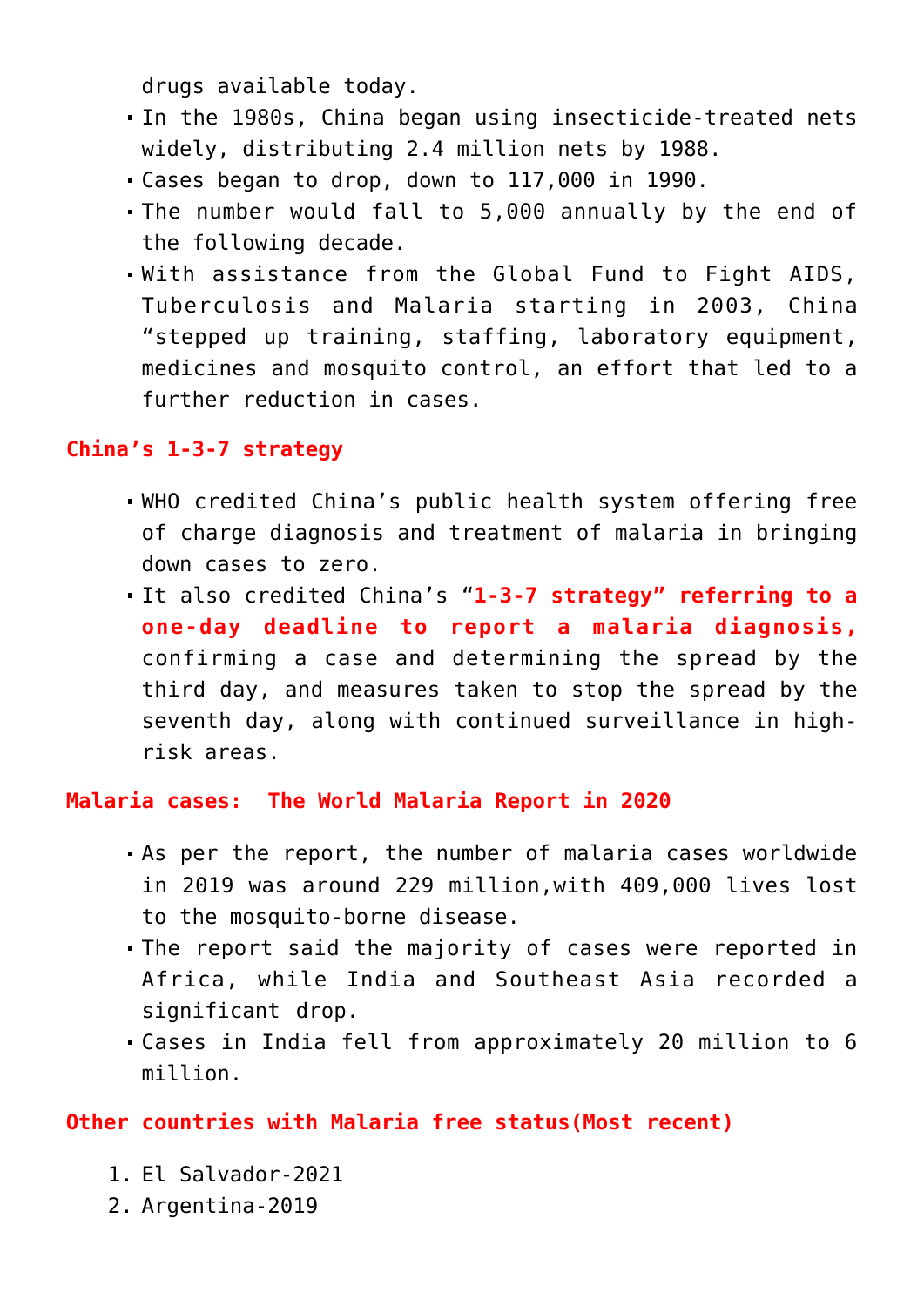drugs available today.

- In the 1980s, China began using insecticide-treated nets widely, distributing 2.4 million nets by 1988.
- Cases began to drop, down to 117,000 in 1990.
- The number would fall to 5,000 annually by the end of the following decade.
- With assistance from the Global Fund to Fight AIDS, Tuberculosis and Malaria starting in 2003, China "stepped up training, staffing, laboratory equipment, medicines and mosquito control, an effort that led to a further reduction in cases.

## China's 1-3-7 strategy

- WHO credited China's public health system offering free of charge diagnosis and treatment of malaria in bringing down cases to zero.
- It also credited China's "**1-3-7 strategy" referring to a one-day deadline to report a malaria diagnosis,** confirming a case and determining the spread by the third day, and measures taken to stop the spread by the seventh day, along with continued surveillance in high-risk areas.

## Malaria cases: The World Malaria Report in 2020

- As per the report, the number of malaria cases worldwide in 2019 was around 229 million,with 409,000 lives lost to the mosquito-borne disease.
- The report said the majority of cases were reported in Africa, while India and Southeast Asia recorded a significant drop.
- Cases in India fell from approximately 20 million to 6 million.

## Other countries with Malaria free status(Most recent)

1. El Salvador-2021
2. Argentina-2019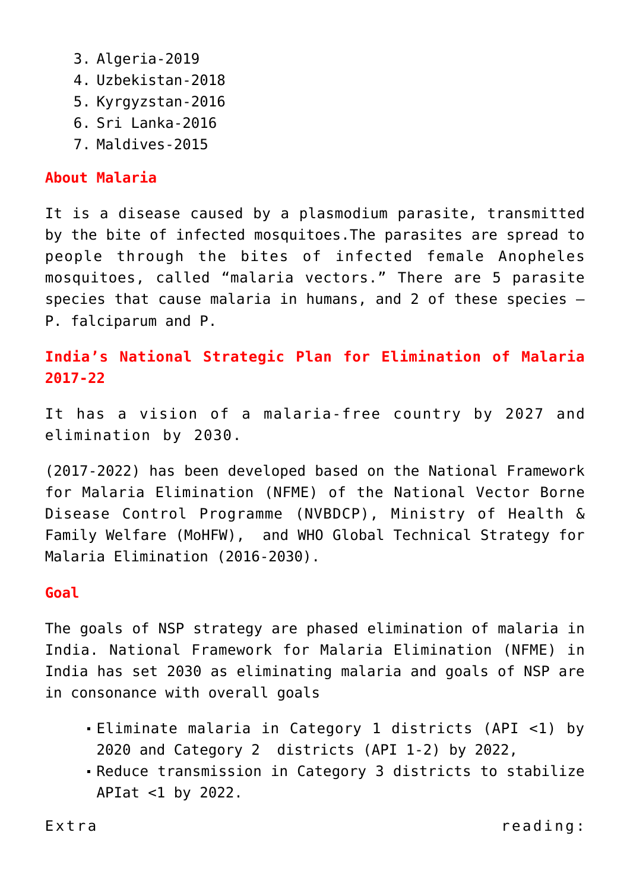3. Algeria-2019
4. Uzbekistan-2018
5. Kyrgyzstan-2016
6. Sri Lanka-2016
7. Maldives-2015

**About Malaria**

It is a disease caused by a plasmodium parasite, transmitted by the bite of infected mosquitoes.The parasites are spread to people through the bites of infected female Anopheles mosquitoes, called "malaria vectors." There are 5 parasite species that cause malaria in humans, and 2 of these species – P. falciparum and P.

**India's National Strategic Plan for Elimination of Malaria 2017-22**

It has a vision of a malaria-free country by 2027 and elimination by 2030.

(2017-2022) has been developed based on the National Framework for Malaria Elimination (NFME) of the National Vector Borne Disease Control Programme (NVBDCP), Ministry of Health & Family Welfare (MoHFW), and WHO Global Technical Strategy for Malaria Elimination (2016-2030).

**Goal**

The goals of NSP strategy are phased elimination of malaria in India. National Framework for Malaria Elimination (NFME) in India has set 2030 as eliminating malaria and goals of NSP are in consonance with overall goals

- Eliminate malaria in Category 1 districts (API <1) by 2020 and Category 2 districts (API 1-2) by 2022,
- Reduce transmission in Category 3 districts to stabilize APIat <1 by 2022.

Extra reading: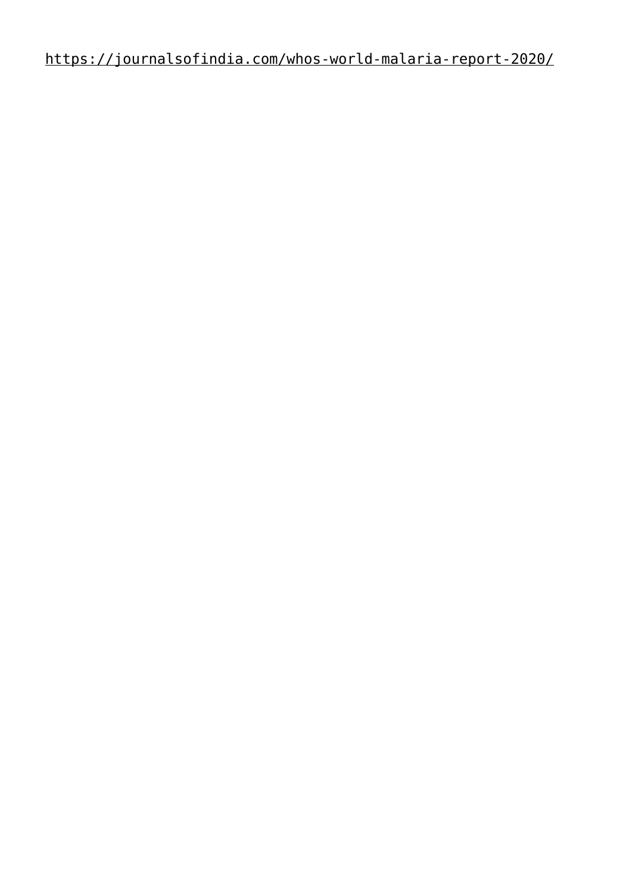https://journalsofindia.com/whos-world-malaria-report-2020/